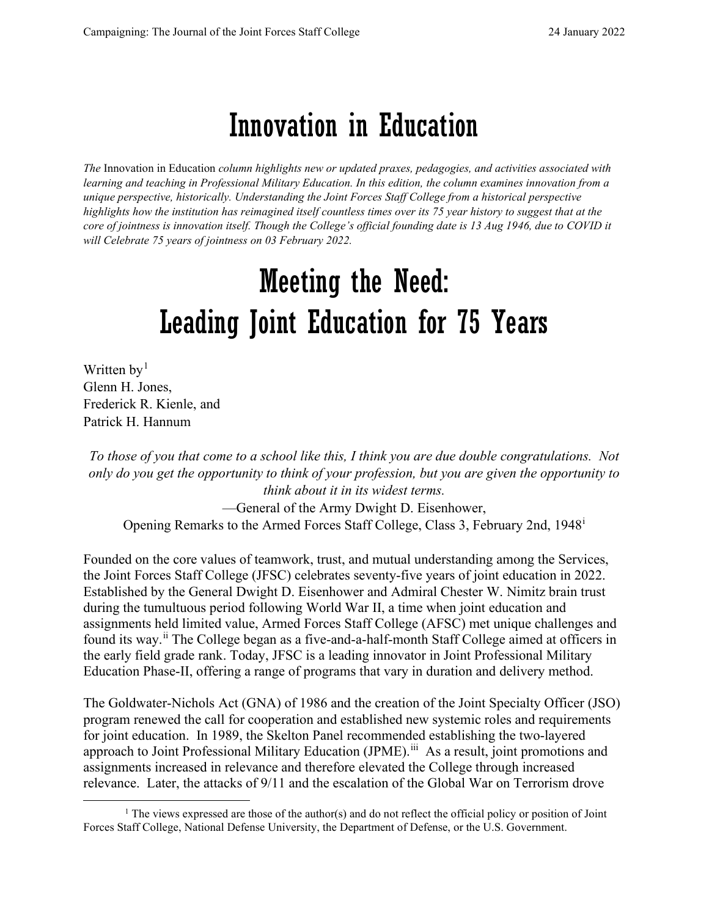# Innovation in Education

*The* Innovation in Education *column highlights new or updated praxes, pedagogies, and activities associated with learning and teaching in Professional Military Education. In this edition, the column examines innovation from a unique perspective, historically. Understanding the Joint Forces Staff College from a historical perspective highlights how the institution has reimagined itself countless times over its 75 year history to suggest that at the core of jointness is innovation itself. Though the College's official founding date is 13 Aug 1946, due to COVID it will Celebrate 75 years of jointness on 03 February 2022.*

# Meeting the Need: Leading Joint Education for 75 Years

Written by[1]
Glenn H. Jones,
Frederick R. Kienle, and
Patrick H. Hannum

> *To those of you that come to a school like this, I think you are due double congratulations. Not only do you get the opportunity to think of your profession, but you are given the opportunity to think about it in its widest terms.*
>
> —General of the Army Dwight D. Eisenhower,
> Opening Remarks to the Armed Forces Staff College, Class 3, February 2nd, 1948[i]

Founded on the core values of teamwork, trust, and mutual understanding among the Services, the Joint Forces Staff College (JFSC) celebrates seventy-five years of joint education in 2022. Established by the General Dwight D. Eisenhower and Admiral Chester W. Nimitz brain trust during the tumultuous period following World War II, a time when joint education and assignments held limited value, Armed Forces Staff College (AFSC) met unique challenges and found its way.[ii] The College began as a five-and-a-half-month Staff College aimed at officers in the early field grade rank. Today, JFSC is a leading innovator in Joint Professional Military Education Phase-II, offering a range of programs that vary in duration and delivery method.

The Goldwater-Nichols Act (GNA) of 1986 and the creation of the Joint Specialty Officer (JSO) program renewed the call for cooperation and established new systemic roles and requirements for joint education. In 1989, the Skelton Panel recommended establishing the two-layered approach to Joint Professional Military Education (JPME).[iii] As a result, joint promotions and assignments increased in relevance and therefore elevated the College through increased relevance. Later, the attacks of 9/11 and the escalation of the Global War on Terrorism drove

[1] The views expressed are those of the author(s) and do not reflect the official policy or position of Joint Forces Staff College, National Defense University, the Department of Defense, or the U.S. Government.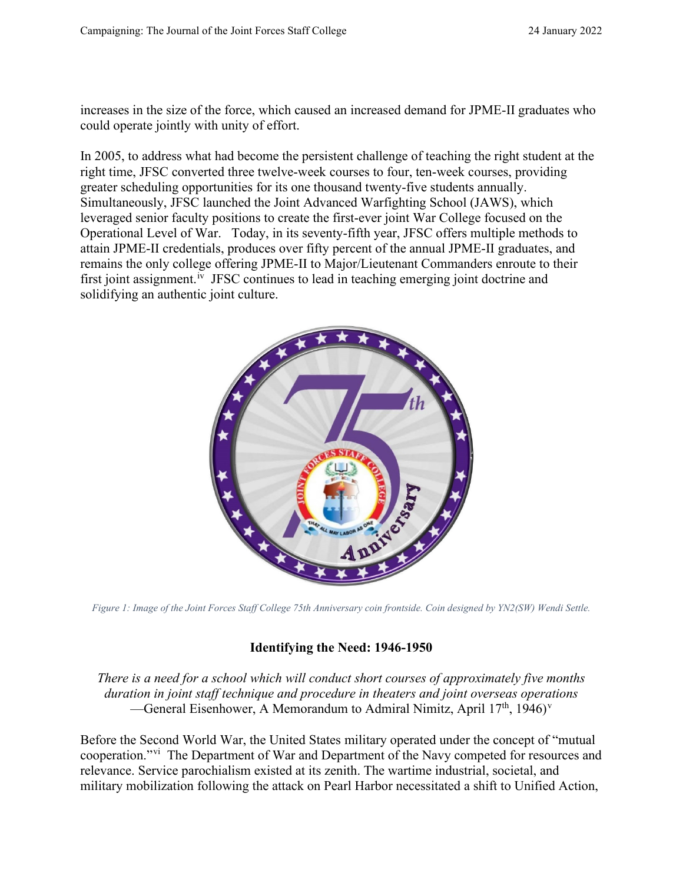increases in the size of the force, which caused an increased demand for JPME-II graduates who could operate jointly with unity of effort.

In 2005, to address what had become the persistent challenge of teaching the right student at the right time, JFSC converted three twelve-week courses to four, ten-week courses, providing greater scheduling opportunities for its one thousand twenty-five students annually. Simultaneously, JFSC launched the Joint Advanced Warfighting School (JAWS), which leveraged senior faculty positions to create the first-ever joint War College focused on the Operational Level of War. Today, in its seventy-fifth year, JFSC offers multiple methods to attain JPME-II credentials, produces over fifty percent of the annual JPME-II graduates, and remains the only college offering JPME-II to Major/Lieutenant Commanders enroute to their first joint assignment.[iv] JFSC continues to lead in teaching emerging joint doctrine and solidifying an authentic joint culture.

*Figure 1: Image of the Joint Forces Staff College 75th Anniversary coin frontside. Coin designed by YN2(SW) Wendi Settle.*

## Identifying the Need: 1946-1950

*There is a need for a school which will conduct short courses of approximately five months duration in joint staff technique and procedure in theaters and joint overseas operations*
—General Eisenhower, A Memorandum to Admiral Nimitz, April 17th, 1946)[v]

Before the Second World War, the United States military operated under the concept of "mutual cooperation."[vi] The Department of War and Department of the Navy competed for resources and relevance. Service parochialism existed at its zenith. The wartime industrial, societal, and military mobilization following the attack on Pearl Harbor necessitated a shift to Unified Action,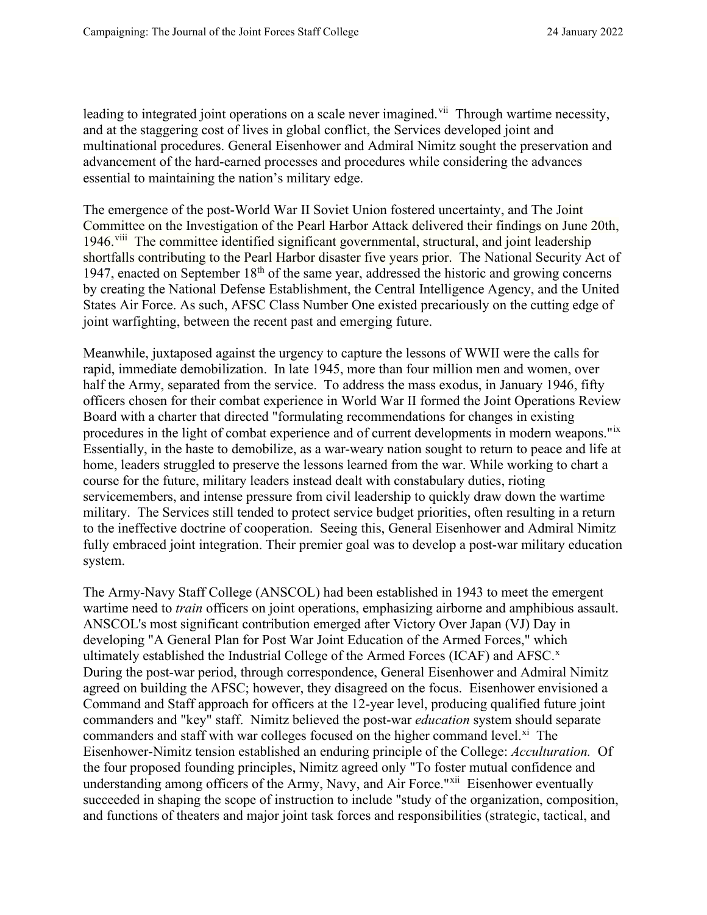leading to integrated joint operations on a scale never imagined.[vii] Through wartime necessity, and at the staggering cost of lives in global conflict, the Services developed joint and multinational procedures. General Eisenhower and Admiral Nimitz sought the preservation and advancement of the hard-earned processes and procedures while considering the advances essential to maintaining the nation's military edge.

The emergence of the post-World War II Soviet Union fostered uncertainty, and The Joint Committee on the Investigation of the Pearl Harbor Attack delivered their findings on June 20th, 1946.[viii] The committee identified significant governmental, structural, and joint leadership shortfalls contributing to the Pearl Harbor disaster five years prior. The National Security Act of 1947, enacted on September 18th of the same year, addressed the historic and growing concerns by creating the National Defense Establishment, the Central Intelligence Agency, and the United States Air Force. As such, AFSC Class Number One existed precariously on the cutting edge of joint warfighting, between the recent past and emerging future.

Meanwhile, juxtaposed against the urgency to capture the lessons of WWII were the calls for rapid, immediate demobilization. In late 1945, more than four million men and women, over half the Army, separated from the service. To address the mass exodus, in January 1946, fifty officers chosen for their combat experience in World War II formed the Joint Operations Review Board with a charter that directed "formulating recommendations for changes in existing procedures in the light of combat experience and of current developments in modern weapons."[ix] Essentially, in the haste to demobilize, as a war-weary nation sought to return to peace and life at home, leaders struggled to preserve the lessons learned from the war. While working to chart a course for the future, military leaders instead dealt with constabulary duties, rioting servicemembers, and intense pressure from civil leadership to quickly draw down the wartime military. The Services still tended to protect service budget priorities, often resulting in a return to the ineffective doctrine of cooperation. Seeing this, General Eisenhower and Admiral Nimitz fully embraced joint integration. Their premier goal was to develop a post-war military education system.

The Army-Navy Staff College (ANSCOL) had been established in 1943 to meet the emergent wartime need to *train* officers on joint operations, emphasizing airborne and amphibious assault. ANSCOL's most significant contribution emerged after Victory Over Japan (VJ) Day in developing "A General Plan for Post War Joint Education of the Armed Forces," which ultimately established the Industrial College of the Armed Forces (ICAF) and AFSC.[x] During the post-war period, through correspondence, General Eisenhower and Admiral Nimitz agreed on building the AFSC; however, they disagreed on the focus. Eisenhower envisioned a Command and Staff approach for officers at the 12-year level, producing qualified future joint commanders and "key" staff. Nimitz believed the post-war *education* system should separate commanders and staff with war colleges focused on the higher command level.[xi] The Eisenhower-Nimitz tension established an enduring principle of the College: *Acculturation.* Of the four proposed founding principles, Nimitz agreed only "To foster mutual confidence and understanding among officers of the Army, Navy, and Air Force."[xii] Eisenhower eventually succeeded in shaping the scope of instruction to include "study of the organization, composition, and functions of theaters and major joint task forces and responsibilities (strategic, tactical, and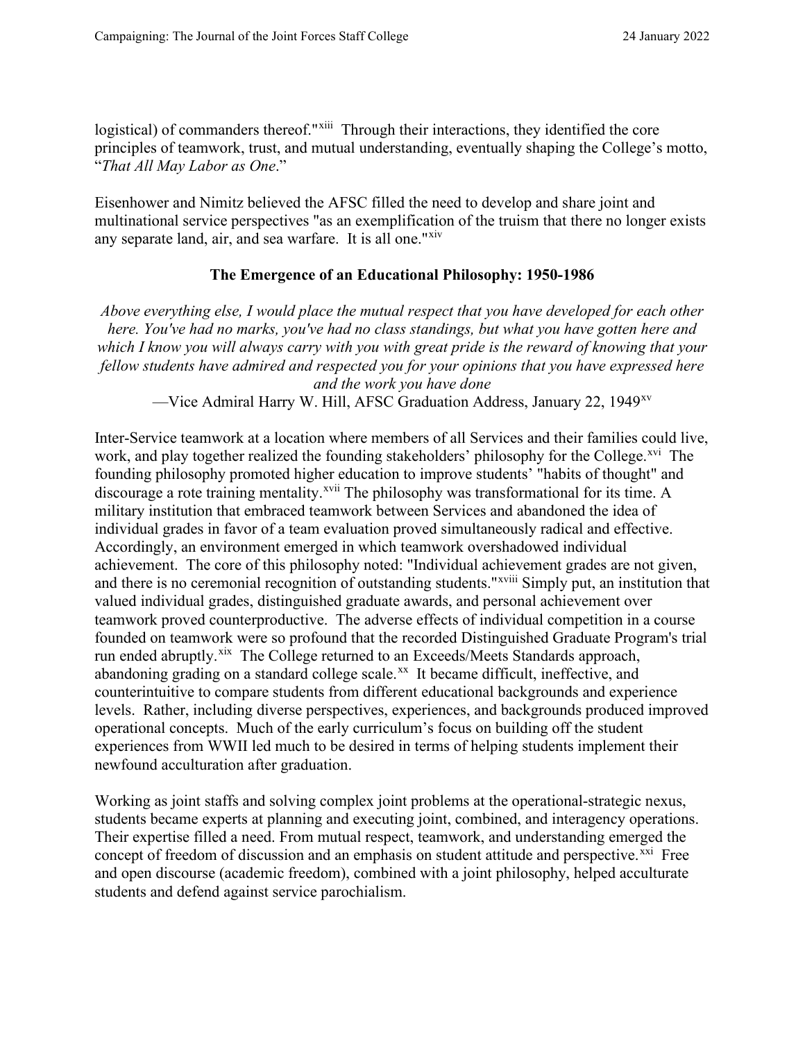logistical) of commanders thereof."[xiii] Through their interactions, they identified the core principles of teamwork, trust, and mutual understanding, eventually shaping the College's motto, "*That All May Labor as One*."

Eisenhower and Nimitz believed the AFSC filled the need to develop and share joint and multinational service perspectives "as an exemplification of the truism that there no longer exists any separate land, air, and sea warfare. It is all one."[xiv]

### The Emergence of an Educational Philosophy: 1950-1986

*Above everything else, I would place the mutual respect that you have developed for each other here. You've had no marks, you've had no class standings, but what you have gotten here and which I know you will always carry with you with great pride is the reward of knowing that your fellow students have admired and respected you for your opinions that you have expressed here and the work you have done*

—Vice Admiral Harry W. Hill, AFSC Graduation Address, January 22, 1949[xv]

Inter-Service teamwork at a location where members of all Services and their families could live, work, and play together realized the founding stakeholders' philosophy for the College.[xvi] The founding philosophy promoted higher education to improve students' "habits of thought" and discourage a rote training mentality.[xvii] The philosophy was transformational for its time. A military institution that embraced teamwork between Services and abandoned the idea of individual grades in favor of a team evaluation proved simultaneously radical and effective. Accordingly, an environment emerged in which teamwork overshadowed individual achievement. The core of this philosophy noted: "Individual achievement grades are not given, and there is no ceremonial recognition of outstanding students."[xviii] Simply put, an institution that valued individual grades, distinguished graduate awards, and personal achievement over teamwork proved counterproductive. The adverse effects of individual competition in a course founded on teamwork were so profound that the recorded Distinguished Graduate Program's trial run ended abruptly.[xix] The College returned to an Exceeds/Meets Standards approach, abandoning grading on a standard college scale.[xx] It became difficult, ineffective, and counterintuitive to compare students from different educational backgrounds and experience levels. Rather, including diverse perspectives, experiences, and backgrounds produced improved operational concepts. Much of the early curriculum's focus on building off the student experiences from WWII led much to be desired in terms of helping students implement their newfound acculturation after graduation.

Working as joint staffs and solving complex joint problems at the operational-strategic nexus, students became experts at planning and executing joint, combined, and interagency operations. Their expertise filled a need. From mutual respect, teamwork, and understanding emerged the concept of freedom of discussion and an emphasis on student attitude and perspective.[xxi] Free and open discourse (academic freedom), combined with a joint philosophy, helped acculturate students and defend against service parochialism.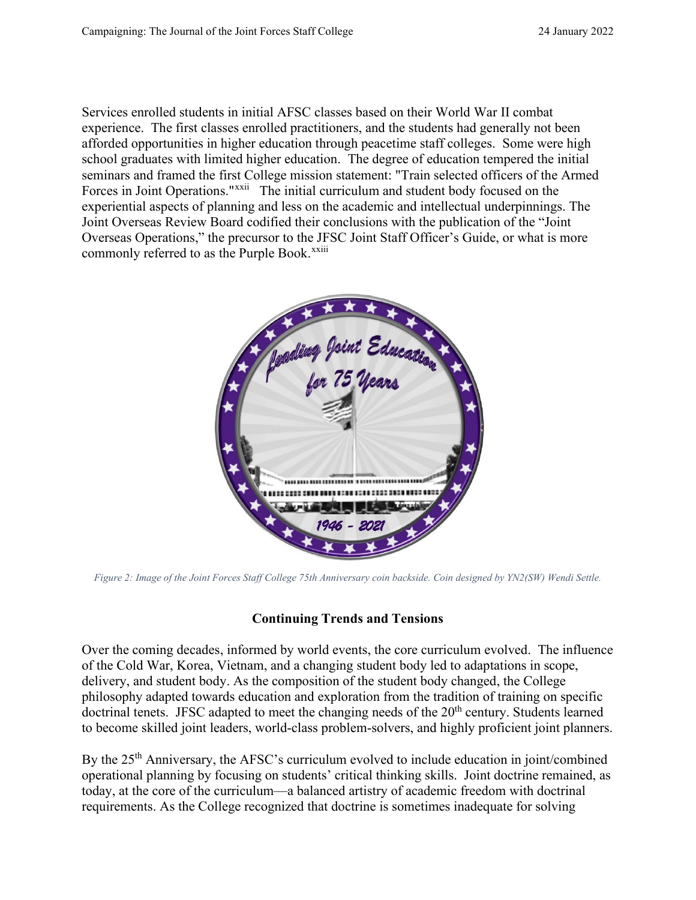Services enrolled students in initial AFSC classes based on their World War II combat experience. The first classes enrolled practitioners, and the students had generally not been afforded opportunities in higher education through peacetime staff colleges. Some were high school graduates with limited higher education. The degree of education tempered the initial seminars and framed the first College mission statement: "Train selected officers of the Armed Forces in Joint Operations."[xxii] The initial curriculum and student body focused on the experiential aspects of planning and less on the academic and intellectual underpinnings. The Joint Overseas Review Board codified their conclusions with the publication of the "Joint Overseas Operations," the precursor to the JFSC Joint Staff Officer's Guide, or what is more commonly referred to as the Purple Book.[xxiii]

*Figure 2: Image of the Joint Forces Staff College 75th Anniversary coin backside. Coin designed by YN2(SW) Wendi Settle.*

### Continuing Trends and Tensions

Over the coming decades, informed by world events, the core curriculum evolved. The influence of the Cold War, Korea, Vietnam, and a changing student body led to adaptations in scope, delivery, and student body. As the composition of the student body changed, the College philosophy adapted towards education and exploration from the tradition of training on specific doctrinal tenets. JFSC adapted to meet the changing needs of the 20th century. Students learned to become skilled joint leaders, world-class problem-solvers, and highly proficient joint planners.

By the 25th Anniversary, the AFSC's curriculum evolved to include education in joint/combined operational planning by focusing on students' critical thinking skills. Joint doctrine remained, as today, at the core of the curriculum—a balanced artistry of academic freedom with doctrinal requirements. As the College recognized that doctrine is sometimes inadequate for solving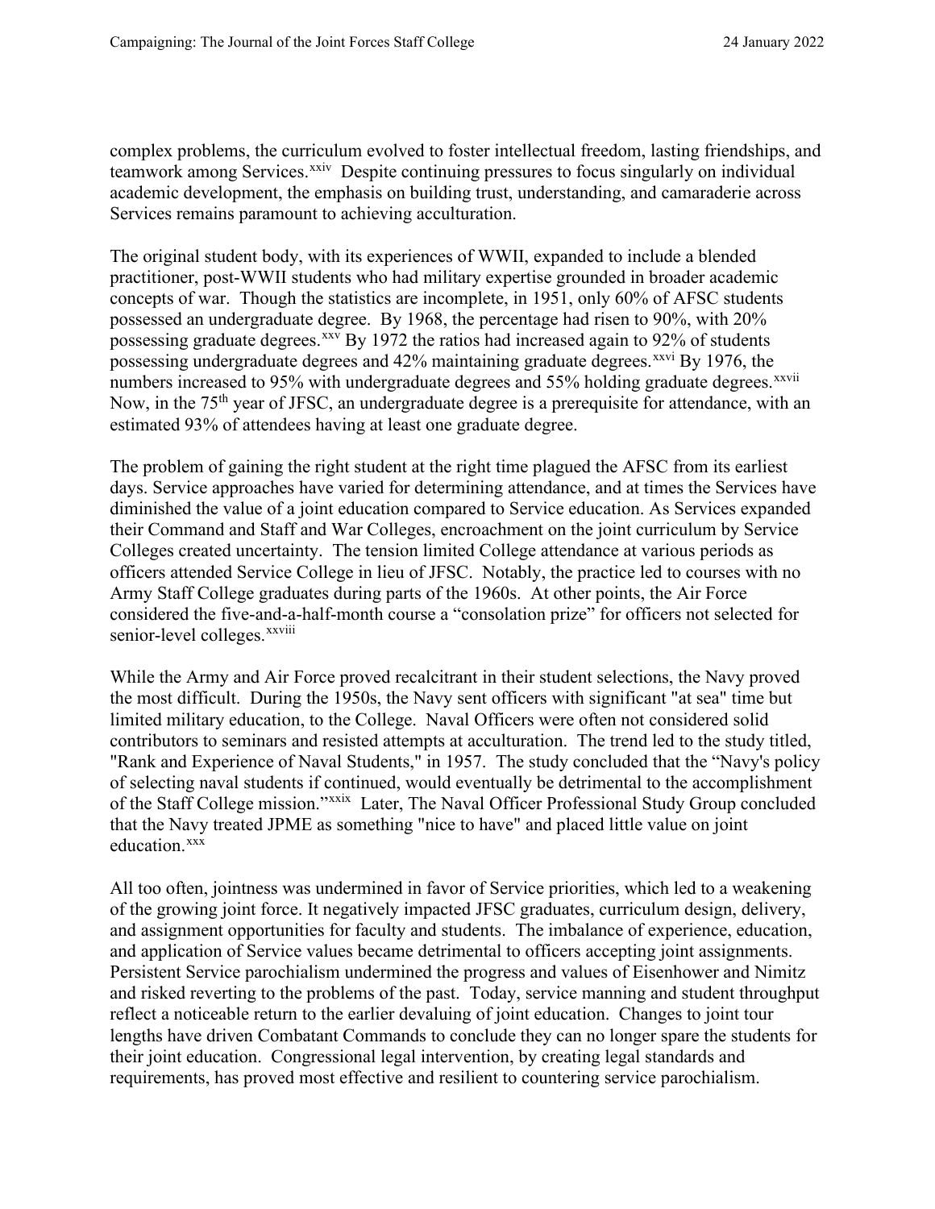complex problems, the curriculum evolved to foster intellectual freedom, lasting friendships, and teamwork among Services.[xxiv] Despite continuing pressures to focus singularly on individual academic development, the emphasis on building trust, understanding, and camaraderie across Services remains paramount to achieving acculturation.

The original student body, with its experiences of WWII, expanded to include a blended practitioner, post-WWII students who had military expertise grounded in broader academic concepts of war. Though the statistics are incomplete, in 1951, only 60% of AFSC students possessed an undergraduate degree. By 1968, the percentage had risen to 90%, with 20% possessing graduate degrees.[xxv] By 1972 the ratios had increased again to 92% of students possessing undergraduate degrees and 42% maintaining graduate degrees.[xxvi] By 1976, the numbers increased to 95% with undergraduate degrees and 55% holding graduate degrees.[xxvii] Now, in the 75th year of JFSC, an undergraduate degree is a prerequisite for attendance, with an estimated 93% of attendees having at least one graduate degree.

The problem of gaining the right student at the right time plagued the AFSC from its earliest days. Service approaches have varied for determining attendance, and at times the Services have diminished the value of a joint education compared to Service education. As Services expanded their Command and Staff and War Colleges, encroachment on the joint curriculum by Service Colleges created uncertainty. The tension limited College attendance at various periods as officers attended Service College in lieu of JFSC. Notably, the practice led to courses with no Army Staff College graduates during parts of the 1960s. At other points, the Air Force considered the five-and-a-half-month course a "consolation prize" for officers not selected for senior-level colleges.[xxviii]

While the Army and Air Force proved recalcitrant in their student selections, the Navy proved the most difficult. During the 1950s, the Navy sent officers with significant "at sea" time but limited military education, to the College. Naval Officers were often not considered solid contributors to seminars and resisted attempts at acculturation. The trend led to the study titled, "Rank and Experience of Naval Students," in 1957. The study concluded that the "Navy's policy of selecting naval students if continued, would eventually be detrimental to the accomplishment of the Staff College mission."[xxix] Later, The Naval Officer Professional Study Group concluded that the Navy treated JPME as something "nice to have" and placed little value on joint education.[xxx]

All too often, jointness was undermined in favor of Service priorities, which led to a weakening of the growing joint force. It negatively impacted JFSC graduates, curriculum design, delivery, and assignment opportunities for faculty and students. The imbalance of experience, education, and application of Service values became detrimental to officers accepting joint assignments. Persistent Service parochialism undermined the progress and values of Eisenhower and Nimitz and risked reverting to the problems of the past. Today, service manning and student throughput reflect a noticeable return to the earlier devaluing of joint education. Changes to joint tour lengths have driven Combatant Commands to conclude they can no longer spare the students for their joint education. Congressional legal intervention, by creating legal standards and requirements, has proved most effective and resilient to countering service parochialism.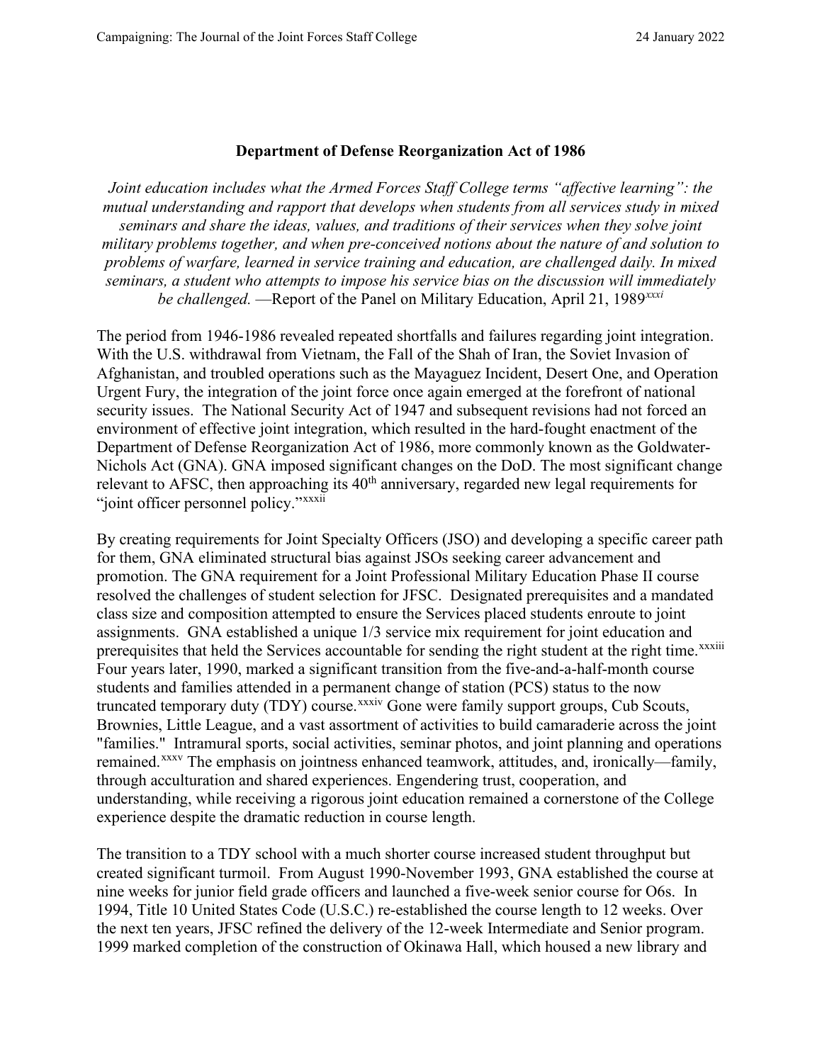### Department of Defense Reorganization Act of 1986

*Joint education includes what the Armed Forces Staff College terms "affective learning": the mutual understanding and rapport that develops when students from all services study in mixed seminars and share the ideas, values, and traditions of their services when they solve joint military problems together, and when pre-conceived notions about the nature of and solution to problems of warfare, learned in service training and education, are challenged daily. In mixed seminars, a student who attempts to impose his service bias on the discussion will immediately be challenged.* —Report of the Panel on Military Education, April 21, 1989[xxxi]

The period from 1946-1986 revealed repeated shortfalls and failures regarding joint integration. With the U.S. withdrawal from Vietnam, the Fall of the Shah of Iran, the Soviet Invasion of Afghanistan, and troubled operations such as the Mayaguez Incident, Desert One, and Operation Urgent Fury, the integration of the joint force once again emerged at the forefront of national security issues. The National Security Act of 1947 and subsequent revisions had not forced an environment of effective joint integration, which resulted in the hard-fought enactment of the Department of Defense Reorganization Act of 1986, more commonly known as the Goldwater-Nichols Act (GNA). GNA imposed significant changes on the DoD. The most significant change relevant to AFSC, then approaching its 40th anniversary, regarded new legal requirements for "joint officer personnel policy."[xxxii]

By creating requirements for Joint Specialty Officers (JSO) and developing a specific career path for them, GNA eliminated structural bias against JSOs seeking career advancement and promotion. The GNA requirement for a Joint Professional Military Education Phase II course resolved the challenges of student selection for JFSC. Designated prerequisites and a mandated class size and composition attempted to ensure the Services placed students enroute to joint assignments. GNA established a unique 1/3 service mix requirement for joint education and prerequisites that held the Services accountable for sending the right student at the right time.[xxxiii] Four years later, 1990, marked a significant transition from the five-and-a-half-month course students and families attended in a permanent change of station (PCS) status to the now truncated temporary duty (TDY) course.[xxxiv] Gone were family support groups, Cub Scouts, Brownies, Little League, and a vast assortment of activities to build camaraderie across the joint "families." Intramural sports, social activities, seminar photos, and joint planning and operations remained.[xxxv] The emphasis on jointness enhanced teamwork, attitudes, and, ironically—family, through acculturation and shared experiences. Engendering trust, cooperation, and understanding, while receiving a rigorous joint education remained a cornerstone of the College experience despite the dramatic reduction in course length.

The transition to a TDY school with a much shorter course increased student throughput but created significant turmoil. From August 1990-November 1993, GNA established the course at nine weeks for junior field grade officers and launched a five-week senior course for O6s. In 1994, Title 10 United States Code (U.S.C.) re-established the course length to 12 weeks. Over the next ten years, JFSC refined the delivery of the 12-week Intermediate and Senior program. 1999 marked completion of the construction of Okinawa Hall, which housed a new library and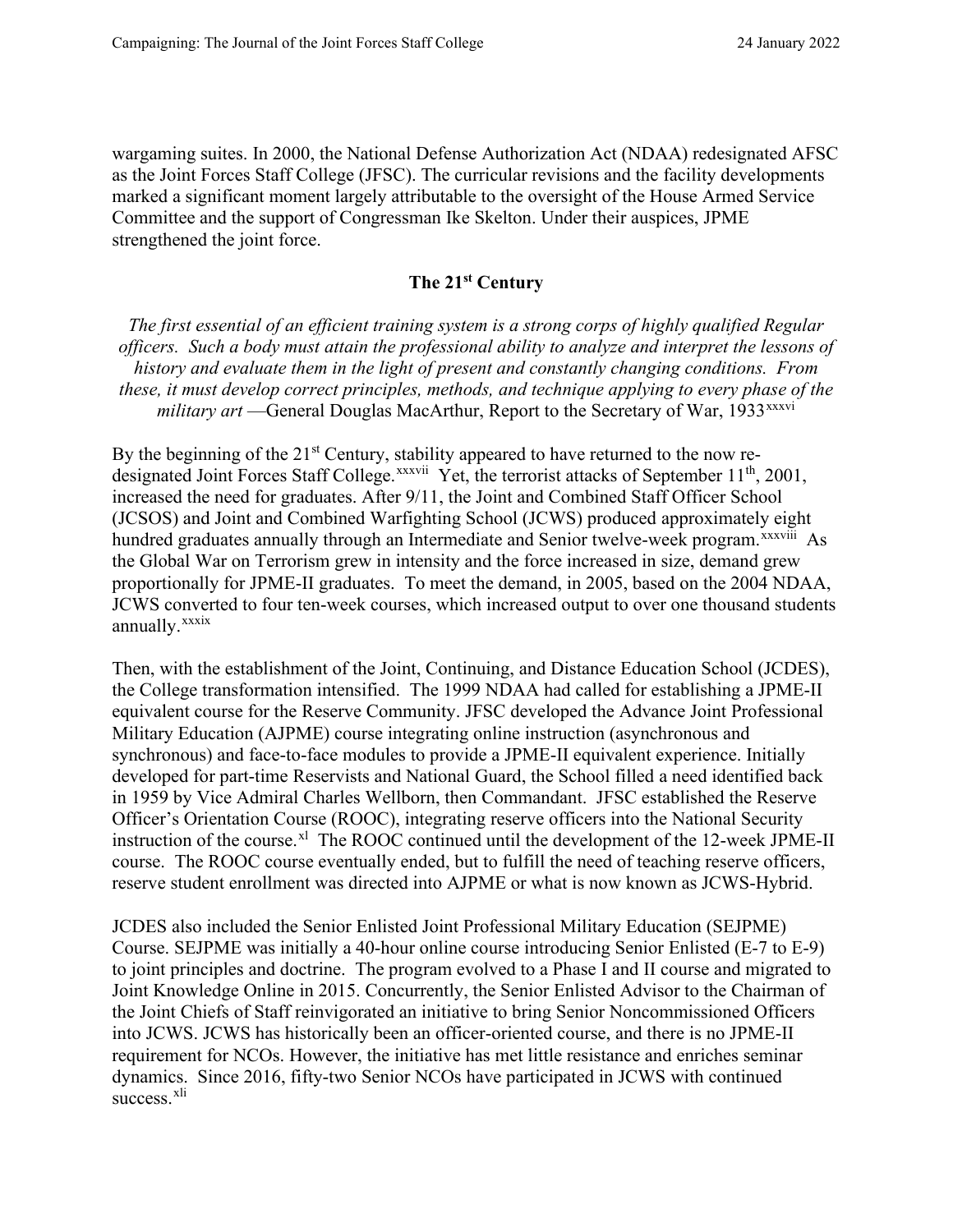wargaming suites. In 2000, the National Defense Authorization Act (NDAA) redesignated AFSC as the Joint Forces Staff College (JFSC). The curricular revisions and the facility developments marked a significant moment largely attributable to the oversight of the House Armed Service Committee and the support of Congressman Ike Skelton. Under their auspices, JPME strengthened the joint force.

## The 21st Century

*The first essential of an efficient training system is a strong corps of highly qualified Regular officers. Such a body must attain the professional ability to analyze and interpret the lessons of history and evaluate them in the light of present and constantly changing conditions. From these, it must develop correct principles, methods, and technique applying to every phase of the military art* —General Douglas MacArthur, Report to the Secretary of War, 1933[xxxvi]

By the beginning of the 21st Century, stability appeared to have returned to the now re-designated Joint Forces Staff College.[xxxvii] Yet, the terrorist attacks of September 11th, 2001, increased the need for graduates. After 9/11, the Joint and Combined Staff Officer School (JCSOS) and Joint and Combined Warfighting School (JCWS) produced approximately eight hundred graduates annually through an Intermediate and Senior twelve-week program.[xxxviii] As the Global War on Terrorism grew in intensity and the force increased in size, demand grew proportionally for JPME-II graduates. To meet the demand, in 2005, based on the 2004 NDAA, JCWS converted to four ten-week courses, which increased output to over one thousand students annually.[xxxix]

Then, with the establishment of the Joint, Continuing, and Distance Education School (JCDES), the College transformation intensified. The 1999 NDAA had called for establishing a JPME-II equivalent course for the Reserve Community. JFSC developed the Advance Joint Professional Military Education (AJPME) course integrating online instruction (asynchronous and synchronous) and face-to-face modules to provide a JPME-II equivalent experience. Initially developed for part-time Reservists and National Guard, the School filled a need identified back in 1959 by Vice Admiral Charles Wellborn, then Commandant. JFSC established the Reserve Officer's Orientation Course (ROOC), integrating reserve officers into the National Security instruction of the course.[xl] The ROOC continued until the development of the 12-week JPME-II course. The ROOC course eventually ended, but to fulfill the need of teaching reserve officers, reserve student enrollment was directed into AJPME or what is now known as JCWS-Hybrid.

JCDES also included the Senior Enlisted Joint Professional Military Education (SEJPME) Course. SEJPME was initially a 40-hour online course introducing Senior Enlisted (E-7 to E-9) to joint principles and doctrine. The program evolved to a Phase I and II course and migrated to Joint Knowledge Online in 2015. Concurrently, the Senior Enlisted Advisor to the Chairman of the Joint Chiefs of Staff reinvigorated an initiative to bring Senior Noncommissioned Officers into JCWS. JCWS has historically been an officer-oriented course, and there is no JPME-II requirement for NCOs. However, the initiative has met little resistance and enriches seminar dynamics. Since 2016, fifty-two Senior NCOs have participated in JCWS with continued success.[xli]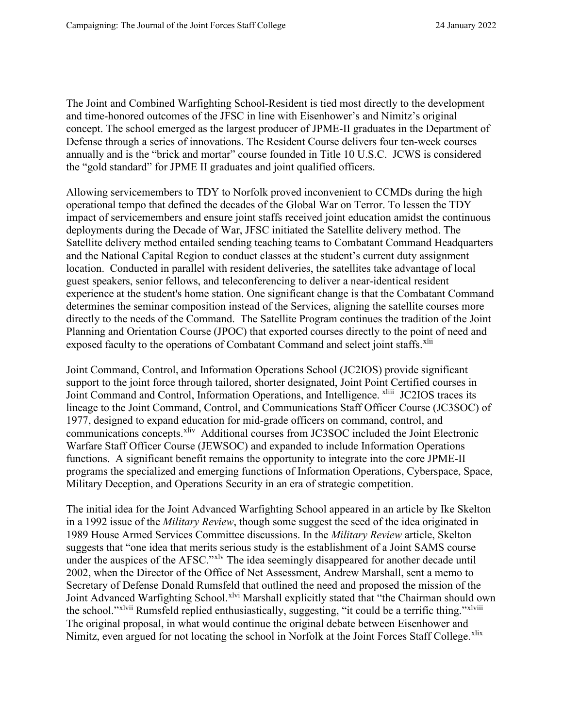The Joint and Combined Warfighting School-Resident is tied most directly to the development and time-honored outcomes of the JFSC in line with Eisenhower's and Nimitz's original concept. The school emerged as the largest producer of JPME-II graduates in the Department of Defense through a series of innovations. The Resident Course delivers four ten-week courses annually and is the "brick and mortar" course founded in Title 10 U.S.C. JCWS is considered the "gold standard" for JPME II graduates and joint qualified officers.

Allowing servicemembers to TDY to Norfolk proved inconvenient to CCMDs during the high operational tempo that defined the decades of the Global War on Terror. To lessen the TDY impact of servicemembers and ensure joint staffs received joint education amidst the continuous deployments during the Decade of War, JFSC initiated the Satellite delivery method. The Satellite delivery method entailed sending teaching teams to Combatant Command Headquarters and the National Capital Region to conduct classes at the student's current duty assignment location. Conducted in parallel with resident deliveries, the satellites take advantage of local guest speakers, senior fellows, and teleconferencing to deliver a near-identical resident experience at the student's home station. One significant change is that the Combatant Command determines the seminar composition instead of the Services, aligning the satellite courses more directly to the needs of the Command. The Satellite Program continues the tradition of the Joint Planning and Orientation Course (JPOC) that exported courses directly to the point of need and exposed faculty to the operations of Combatant Command and select joint staffs.[xlii]

Joint Command, Control, and Information Operations School (JC2IOS) provide significant support to the joint force through tailored, shorter designated, Joint Point Certified courses in Joint Command and Control, Information Operations, and Intelligence.[xliii] JC2IOS traces its lineage to the Joint Command, Control, and Communications Staff Officer Course (JC3SOC) of 1977, designed to expand education for mid-grade officers on command, control, and communications concepts.[xliv] Additional courses from JC3SOC included the Joint Electronic Warfare Staff Officer Course (JEWSOC) and expanded to include Information Operations functions. A significant benefit remains the opportunity to integrate into the core JPME-II programs the specialized and emerging functions of Information Operations, Cyberspace, Space, Military Deception, and Operations Security in an era of strategic competition.

The initial idea for the Joint Advanced Warfighting School appeared in an article by Ike Skelton in a 1992 issue of the *Military Review*, though some suggest the seed of the idea originated in 1989 House Armed Services Committee discussions. In the *Military Review* article, Skelton suggests that "one idea that merits serious study is the establishment of a Joint SAMS course under the auspices of the AFSC."[xlv] The idea seemingly disappeared for another decade until 2002, when the Director of the Office of Net Assessment, Andrew Marshall, sent a memo to Secretary of Defense Donald Rumsfeld that outlined the need and proposed the mission of the Joint Advanced Warfighting School.[xlvi] Marshall explicitly stated that "the Chairman should own the school."[xlvii] Rumsfeld replied enthusiastically, suggesting, "it could be a terrific thing."[xlviii] The original proposal, in what would continue the original debate between Eisenhower and Nimitz, even argued for not locating the school in Norfolk at the Joint Forces Staff College.[xlix]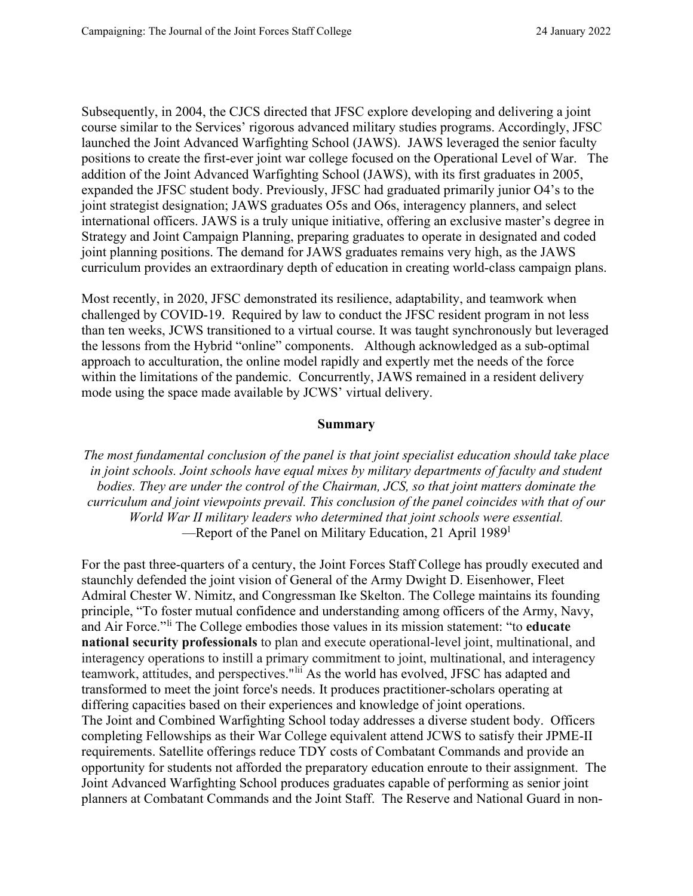Subsequently, in 2004, the CJCS directed that JFSC explore developing and delivering a joint course similar to the Services' rigorous advanced military studies programs. Accordingly, JFSC launched the Joint Advanced Warfighting School (JAWS). JAWS leveraged the senior faculty positions to create the first-ever joint war college focused on the Operational Level of War. The addition of the Joint Advanced Warfighting School (JAWS), with its first graduates in 2005, expanded the JFSC student body. Previously, JFSC had graduated primarily junior O4's to the joint strategist designation; JAWS graduates O5s and O6s, interagency planners, and select international officers. JAWS is a truly unique initiative, offering an exclusive master's degree in Strategy and Joint Campaign Planning, preparing graduates to operate in designated and coded joint planning positions. The demand for JAWS graduates remains very high, as the JAWS curriculum provides an extraordinary depth of education in creating world-class campaign plans.

Most recently, in 2020, JFSC demonstrated its resilience, adaptability, and teamwork when challenged by COVID-19. Required by law to conduct the JFSC resident program in not less than ten weeks, JCWS transitioned to a virtual course. It was taught synchronously but leveraged the lessons from the Hybrid "online" components. Although acknowledged as a sub-optimal approach to acculturation, the online model rapidly and expertly met the needs of the force within the limitations of the pandemic. Concurrently, JAWS remained in a resident delivery mode using the space made available by JCWS' virtual delivery.

## Summary

*The most fundamental conclusion of the panel is that joint specialist education should take place in joint schools. Joint schools have equal mixes by military departments of faculty and student bodies. They are under the control of the Chairman, JCS, so that joint matters dominate the curriculum and joint viewpoints prevail. This conclusion of the panel coincides with that of our World War II military leaders who determined that joint schools were essential.*
—Report of the Panel on Military Education, 21 April 1989[l]

For the past three-quarters of a century, the Joint Forces Staff College has proudly executed and staunchly defended the joint vision of General of the Army Dwight D. Eisenhower, Fleet Admiral Chester W. Nimitz, and Congressman Ike Skelton. The College maintains its founding principle, "To foster mutual confidence and understanding among officers of the Army, Navy, and Air Force."[li] The College embodies those values in its mission statement: "to **educate national security professionals** to plan and execute operational-level joint, multinational, and interagency operations to instill a primary commitment to joint, multinational, and interagency teamwork, attitudes, and perspectives."[lii] As the world has evolved, JFSC has adapted and transformed to meet the joint force's needs. It produces practitioner-scholars operating at differing capacities based on their experiences and knowledge of joint operations.

The Joint and Combined Warfighting School today addresses a diverse student body. Officers completing Fellowships as their War College equivalent attend JCWS to satisfy their JPME-II requirements. Satellite offerings reduce TDY costs of Combatant Commands and provide an opportunity for students not afforded the preparatory education enroute to their assignment. The Joint Advanced Warfighting School produces graduates capable of performing as senior joint planners at Combatant Commands and the Joint Staff. The Reserve and National Guard in non-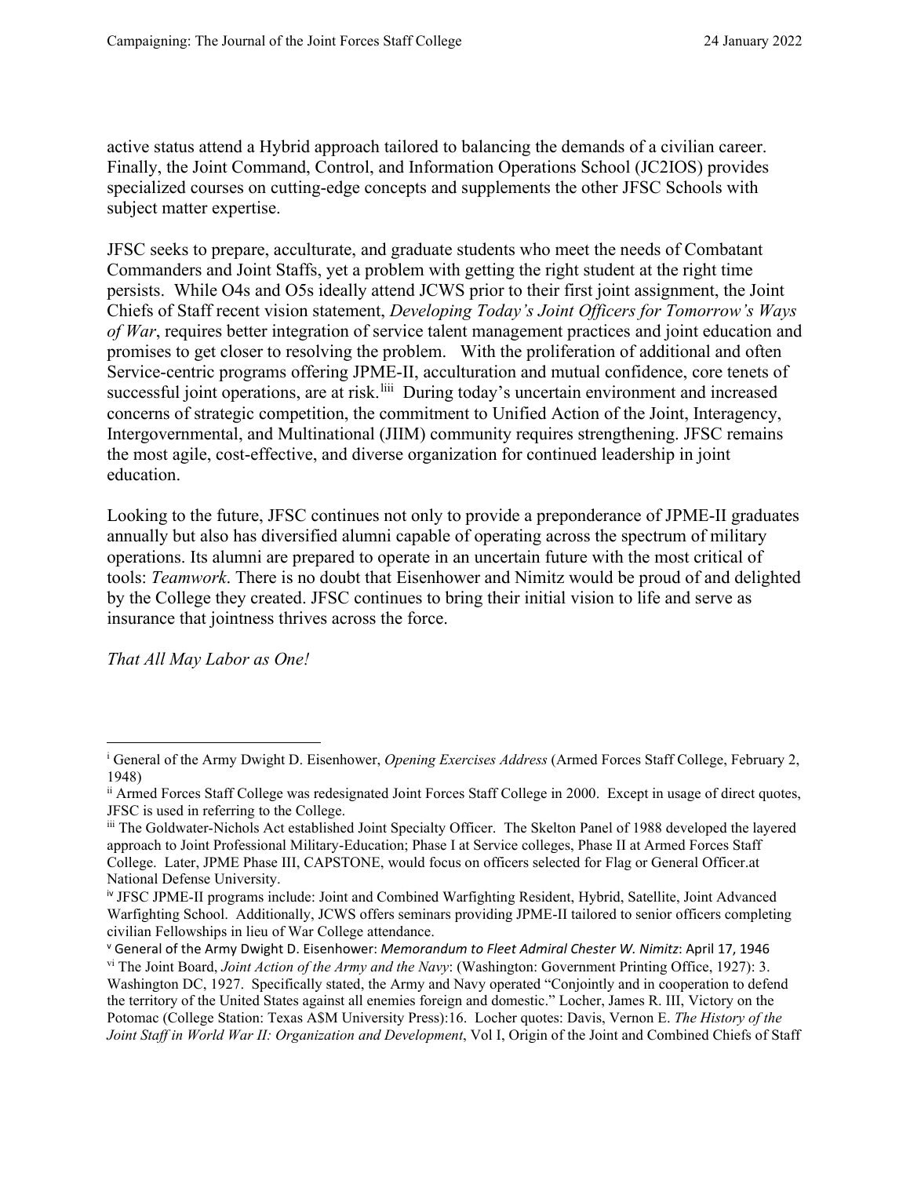active status attend a Hybrid approach tailored to balancing the demands of a civilian career. Finally, the Joint Command, Control, and Information Operations School (JC2IOS) provides specialized courses on cutting-edge concepts and supplements the other JFSC Schools with subject matter expertise.

JFSC seeks to prepare, acculturate, and graduate students who meet the needs of Combatant Commanders and Joint Staffs, yet a problem with getting the right student at the right time persists. While O4s and O5s ideally attend JCWS prior to their first joint assignment, the Joint Chiefs of Staff recent vision statement, *Developing Today's Joint Officers for Tomorrow's Ways of War*, requires better integration of service talent management practices and joint education and promises to get closer to resolving the problem. With the proliferation of additional and often Service-centric programs offering JPME-II, acculturation and mutual confidence, core tenets of successful joint operations, are at risk.[liii] During today's uncertain environment and increased concerns of strategic competition, the commitment to Unified Action of the Joint, Interagency, Intergovernmental, and Multinational (JIIM) community requires strengthening. JFSC remains the most agile, cost-effective, and diverse organization for continued leadership in joint education.

Looking to the future, JFSC continues not only to provide a preponderance of JPME-II graduates annually but also has diversified alumni capable of operating across the spectrum of military operations. Its alumni are prepared to operate in an uncertain future with the most critical of tools: *Teamwork*. There is no doubt that Eisenhower and Nimitz would be proud of and delighted by the College they created. JFSC continues to bring their initial vision to life and serve as insurance that jointness thrives across the force.

*That All May Labor as One!*

---

[i] General of the Army Dwight D. Eisenhower, *Opening Exercises Address* (Armed Forces Staff College, February 2, 1948)

[ii] Armed Forces Staff College was redesignated Joint Forces Staff College in 2000. Except in usage of direct quotes, JFSC is used in referring to the College.

[iii] The Goldwater-Nichols Act established Joint Specialty Officer. The Skelton Panel of 1988 developed the layered approach to Joint Professional Military-Education; Phase I at Service colleges, Phase II at Armed Forces Staff College. Later, JPME Phase III, CAPSTONE, would focus on officers selected for Flag or General Officer.at National Defense University.

[iv] JFSC JPME-II programs include: Joint and Combined Warfighting Resident, Hybrid, Satellite, Joint Advanced Warfighting School. Additionally, JCWS offers seminars providing JPME-II tailored to senior officers completing civilian Fellowships in lieu of War College attendance.

[v] General of the Army Dwight D. Eisenhower: *Memorandum to Fleet Admiral Chester W. Nimitz*: April 17, 1946

[vi] The Joint Board, *Joint Action of the Army and the Navy*: (Washington: Government Printing Office, 1927): 3. Washington DC, 1927. Specifically stated, the Army and Navy operated "Conjointly and in cooperation to defend the territory of the United States against all enemies foreign and domestic." Locher, James R. III, Victory on the Potomac (College Station: Texas A$M University Press):16. Locher quotes: Davis, Vernon E. *The History of the Joint Staff in World War II: Organization and Development*, Vol I, Origin of the Joint and Combined Chiefs of Staff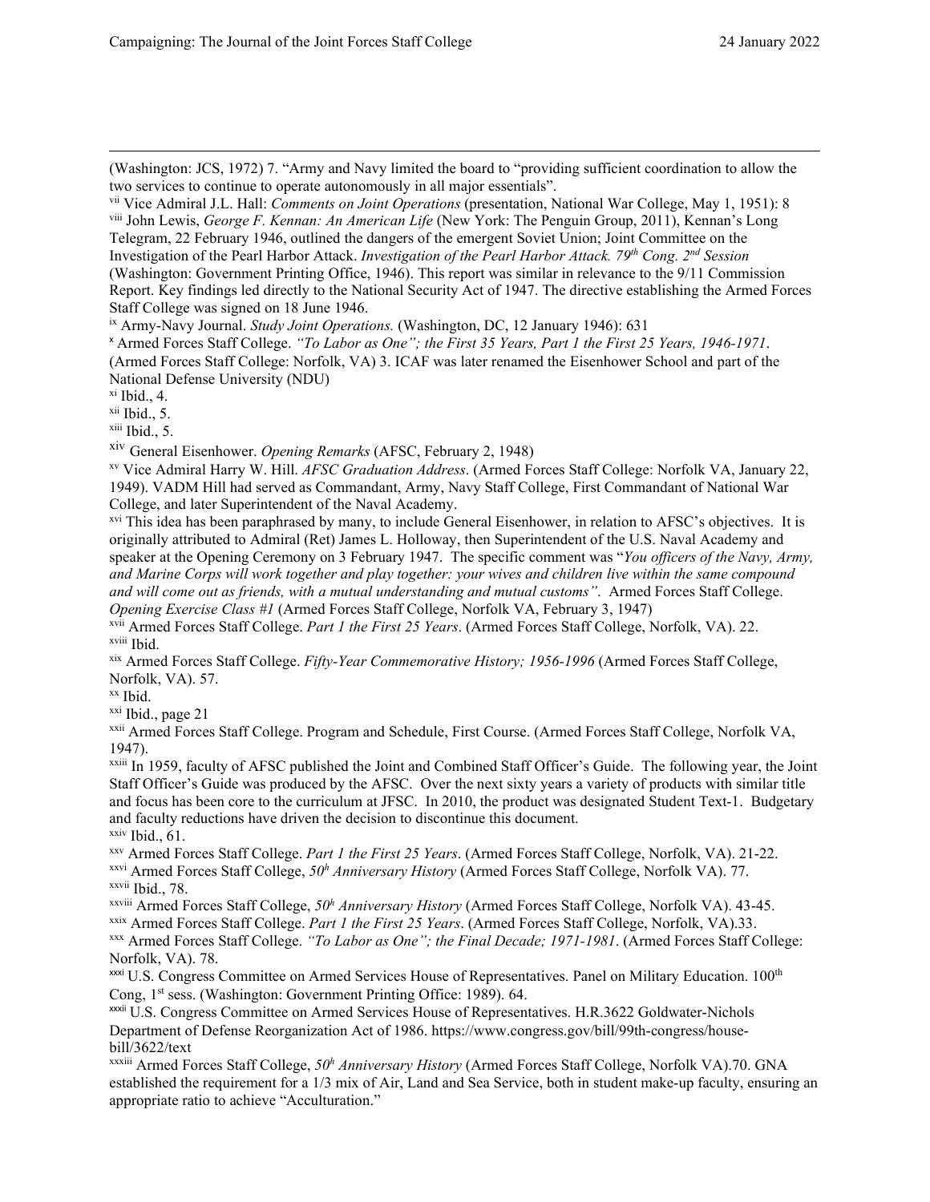(Washington: JCS, 1972) 7. "Army and Navy limited the board to "providing sufficient coordination to allow the two services to continue to operate autonomously in all major essentials".

[vii] Vice Admiral J.L. Hall: *Comments on Joint Operations* (presentation, National War College, May 1, 1951): 8

[viii] John Lewis, *George F. Kennan: An American Life* (New York: The Penguin Group, 2011), Kennan's Long Telegram, 22 February 1946, outlined the dangers of the emergent Soviet Union; Joint Committee on the Investigation of the Pearl Harbor Attack. *Investigation of the Pearl Harbor Attack. 79th Cong. 2nd Session* (Washington: Government Printing Office, 1946). This report was similar in relevance to the 9/11 Commission Report. Key findings led directly to the National Security Act of 1947. The directive establishing the Armed Forces Staff College was signed on 18 June 1946.

[ix] Army-Navy Journal. *Study Joint Operations.* (Washington, DC, 12 January 1946): 631

[x] Armed Forces Staff College. *"To Labor as One"; the First 35 Years, Part 1 the First 25 Years, 1946-1971*. (Armed Forces Staff College: Norfolk, VA) 3. ICAF was later renamed the Eisenhower School and part of the National Defense University (NDU)

[xi] Ibid., 4.

[xii] Ibid., 5.

[xiii] Ibid., 5.

[xiv] General Eisenhower. *Opening Remarks* (AFSC, February 2, 1948)

[xv] Vice Admiral Harry W. Hill. *AFSC Graduation Address*. (Armed Forces Staff College: Norfolk VA, January 22, 1949). VADM Hill had served as Commandant, Army, Navy Staff College, First Commandant of National War College, and later Superintendent of the Naval Academy.

[xvi] This idea has been paraphrased by many, to include General Eisenhower, in relation to AFSC's objectives. It is originally attributed to Admiral (Ret) James L. Holloway, then Superintendent of the U.S. Naval Academy and speaker at the Opening Ceremony on 3 February 1947. The specific comment was "*You officers of the Navy, Army, and Marine Corps will work together and play together: your wives and children live within the same compound and will come out as friends, with a mutual understanding and mutual customs"*. Armed Forces Staff College. *Opening Exercise Class #1* (Armed Forces Staff College, Norfolk VA, February 3, 1947)

[xvii] Armed Forces Staff College. *Part 1 the First 25 Years*. (Armed Forces Staff College, Norfolk, VA). 22.

[xviii] Ibid.

[xix] Armed Forces Staff College. *Fifty-Year Commemorative History; 1956-1996* (Armed Forces Staff College, Norfolk, VA). 57.

[xx] Ibid.

[xxi] Ibid., page 21

[xxii] Armed Forces Staff College. Program and Schedule, First Course. (Armed Forces Staff College, Norfolk VA, 1947).

[xxiii] In 1959, faculty of AFSC published the Joint and Combined Staff Officer's Guide. The following year, the Joint Staff Officer's Guide was produced by the AFSC. Over the next sixty years a variety of products with similar title and focus has been core to the curriculum at JFSC. In 2010, the product was designated Student Text-1. Budgetary and faculty reductions have driven the decision to discontinue this document.

[xxiv] Ibid., 61.

[xxv] Armed Forces Staff College. *Part 1 the First 25 Years*. (Armed Forces Staff College, Norfolk, VA). 21-22.

[xxvi] Armed Forces Staff College, *50h Anniversary History* (Armed Forces Staff College, Norfolk VA). 77.

[xxvii] Ibid., 78.

[xxviii] Armed Forces Staff College, *50h Anniversary History* (Armed Forces Staff College, Norfolk VA). 43-45.

[xxix] Armed Forces Staff College. *Part 1 the First 25 Years*. (Armed Forces Staff College, Norfolk, VA).33.

[xxx] Armed Forces Staff College. *"To Labor as One"; the Final Decade; 1971-1981*. (Armed Forces Staff College: Norfolk, VA). 78.

[xxxi] U.S. Congress Committee on Armed Services House of Representatives. Panel on Military Education. 100th Cong, 1st sess. (Washington: Government Printing Office: 1989). 64.

[xxxii] U.S. Congress Committee on Armed Services House of Representatives. H.R.3622 Goldwater-Nichols Department of Defense Reorganization Act of 1986. https://www.congress.gov/bill/99th-congress/house-bill/3622/text

[xxxiii] Armed Forces Staff College, *50h Anniversary History* (Armed Forces Staff College, Norfolk VA).70. GNA established the requirement for a 1/3 mix of Air, Land and Sea Service, both in student make-up faculty, ensuring an appropriate ratio to achieve "Acculturation."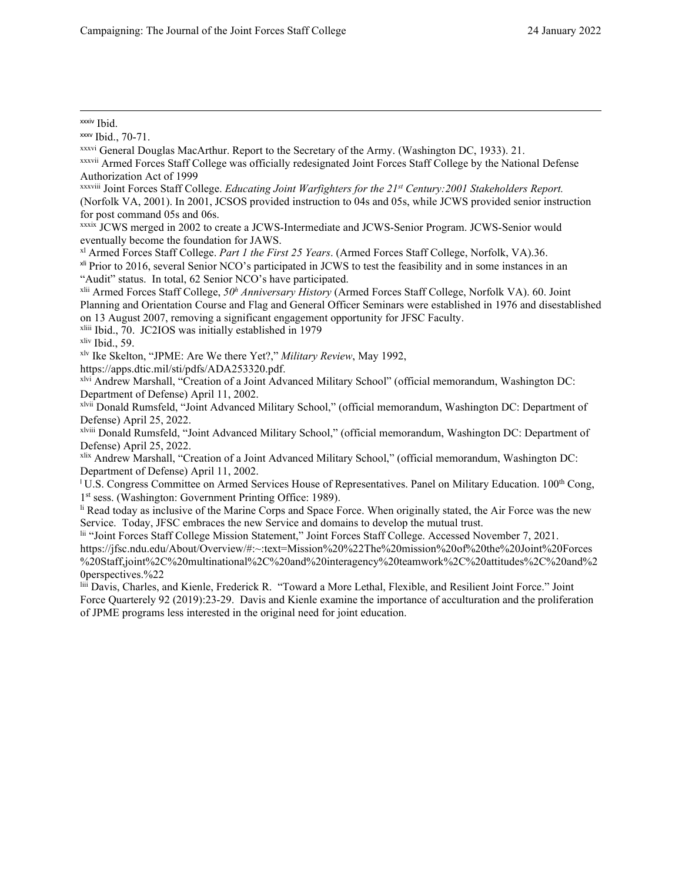[xxxiv] Ibid.

[xxxv] Ibid., 70-71.

[xxxvi] General Douglas MacArthur. Report to the Secretary of the Army. (Washington DC, 1933). 21.

[xxxvii] Armed Forces Staff College was officially redesignated Joint Forces Staff College by the National Defense Authorization Act of 1999

[xxxviii] Joint Forces Staff College. *Educating Joint Warfighters for the 21st Century:2001 Stakeholders Report.* (Norfolk VA, 2001). In 2001, JCSOS provided instruction to 04s and 05s, while JCWS provided senior instruction for post command 05s and 06s.

[xxxix] JCWS merged in 2002 to create a JCWS-Intermediate and JCWS-Senior Program. JCWS-Senior would eventually become the foundation for JAWS.

[xl] Armed Forces Staff College. *Part 1 the First 25 Years*. (Armed Forces Staff College, Norfolk, VA).36.

[xli] Prior to 2016, several Senior NCO's participated in JCWS to test the feasibility and in some instances in an "Audit" status. In total, 62 Senior NCO's have participated.

[xlii] Armed Forces Staff College, *50h Anniversary History* (Armed Forces Staff College, Norfolk VA). 60. Joint Planning and Orientation Course and Flag and General Officer Seminars were established in 1976 and disestablished on 13 August 2007, removing a significant engagement opportunity for JFSC Faculty.

[xliii] Ibid., 70. JC2IOS was initially established in 1979

[xliv] Ibid., 59.

[xlv] Ike Skelton, "JPME: Are We there Yet?," *Military Review*, May 1992, https://apps.dtic.mil/sti/pdfs/ADA253320.pdf.

[xlvi] Andrew Marshall, "Creation of a Joint Advanced Military School" (official memorandum, Washington DC: Department of Defense) April 11, 2002.

[xlvii] Donald Rumsfeld, "Joint Advanced Military School," (official memorandum, Washington DC: Department of Defense) April 25, 2022.

[xlviii] Donald Rumsfeld, "Joint Advanced Military School," (official memorandum, Washington DC: Department of Defense) April 25, 2022.

[xlix] Andrew Marshall, "Creation of a Joint Advanced Military School," (official memorandum, Washington DC: Department of Defense) April 11, 2002.

[l] U.S. Congress Committee on Armed Services House of Representatives. Panel on Military Education. 100th Cong, 1st sess. (Washington: Government Printing Office: 1989).

[li] Read today as inclusive of the Marine Corps and Space Force. When originally stated, the Air Force was the new Service. Today, JFSC embraces the new Service and domains to develop the mutual trust.

[lii] "Joint Forces Staff College Mission Statement," Joint Forces Staff College. Accessed November 7, 2021. https://jfsc.ndu.edu/About/Overview/#:~:text=Mission%20%22The%20mission%20of%20the%20Joint%20Forces%20Staff,joint%2C%20multinational%2C%20and%20interagency%20teamwork%2C%20attitudes%2C%20and%20perspectives.%22

[liii] Davis, Charles, and Kienle, Frederick R. "Toward a More Lethal, Flexible, and Resilient Joint Force." Joint Force Quarterely 92 (2019):23-29. Davis and Kienle examine the importance of acculturation and the proliferation of JPME programs less interested in the original need for joint education.